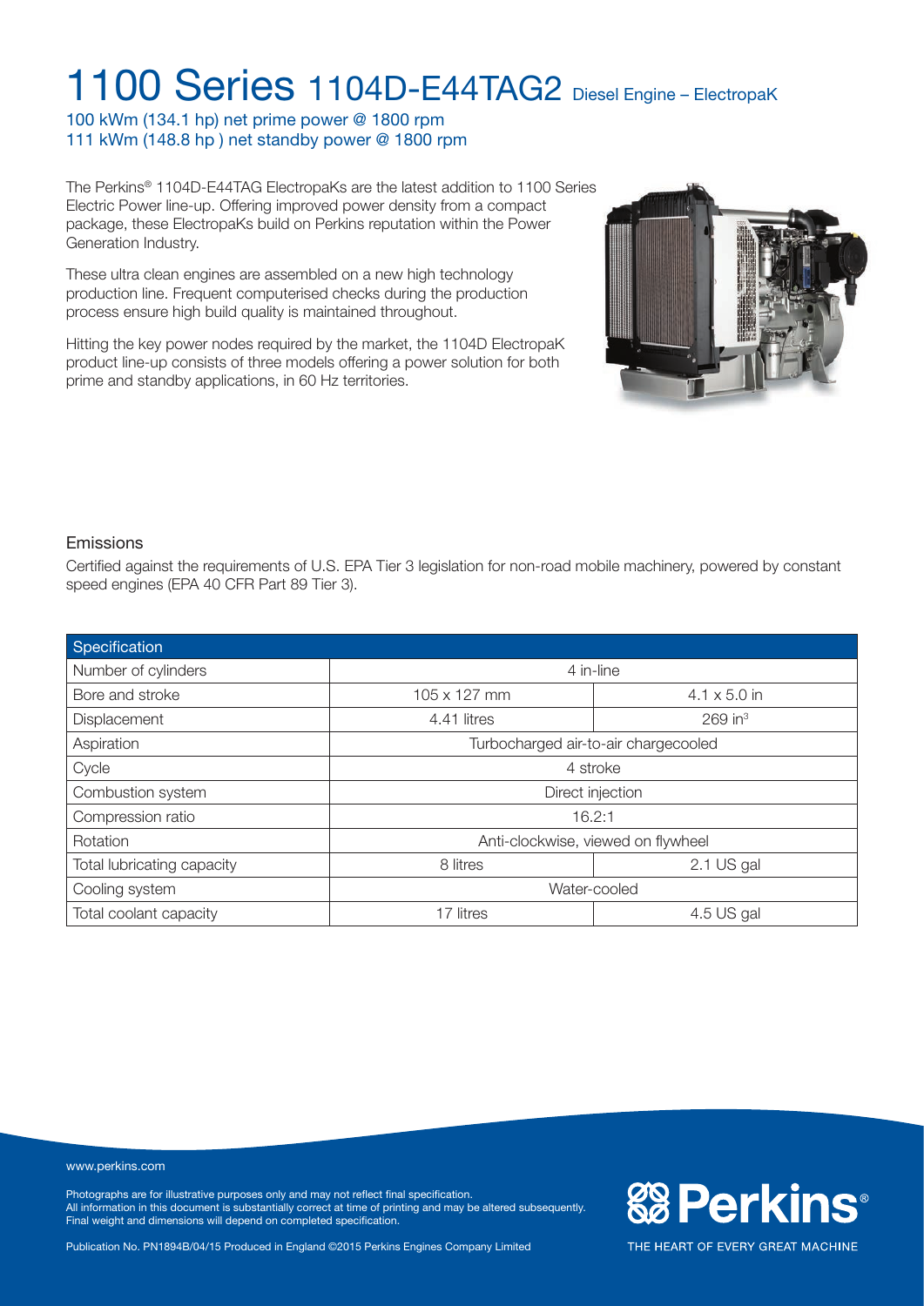# 1100 Series 1104D-E44TAG2 Diesel Engine – ElectropaK

100 kWm (134.1 hp) net prime power @ 1800 rpm
111 kWm (148.8 hp ) net standby power @ 1800 rpm

The Perkins® 1104D-E44TAG ElectropaKs are the latest addition to 1100 Series Electric Power line-up. Offering improved power density from a compact package, these ElectropaKs build on Perkins reputation within the Power Generation Industry.

These ultra clean engines are assembled on a new high technology production line. Frequent computerised checks during the production process ensure high build quality is maintained throughout.

Hitting the key power nodes required by the market, the 1104D ElectropaK product line-up consists of three models offering a power solution for both prime and standby applications, in 60 Hz territories.

## Emissions

Certified against the requirements of U.S. EPA Tier 3 legislation for non-road mobile machinery, powered by constant speed engines (EPA 40 CFR Part 89 Tier 3).

| Specification | | |
|---|---|---|
| Number of cylinders | 4 in-line | |
| Bore and stroke | 105 x 127 mm | 4.1 x 5.0 in |
| Displacement | 4.41 litres | 269 in³ |
| Aspiration | Turbocharged air-to-air chargecooled | |
| Cycle | 4 stroke | |
| Combustion system | Direct injection | |
| Compression ratio | 16.2:1 | |
| Rotation | Anti-clockwise, viewed on flywheel | |
| Total lubricating capacity | 8 litres | 2.1 US gal |
| Cooling system | Water-cooled | |
| Total coolant capacity | 17 litres | 4.5 US gal |

www.perkins.com

Photographs are for illustrative purposes only and may not reflect final specification.
All information in this document is substantially correct at time of printing and may be altered subsequently.
Final weight and dimensions will depend on completed specification.

Publication No. PN1894B/04/15 Produced in England ©2015 Perkins Engines Company Limited

Perkins®

THE HEART OF EVERY GREAT MACHINE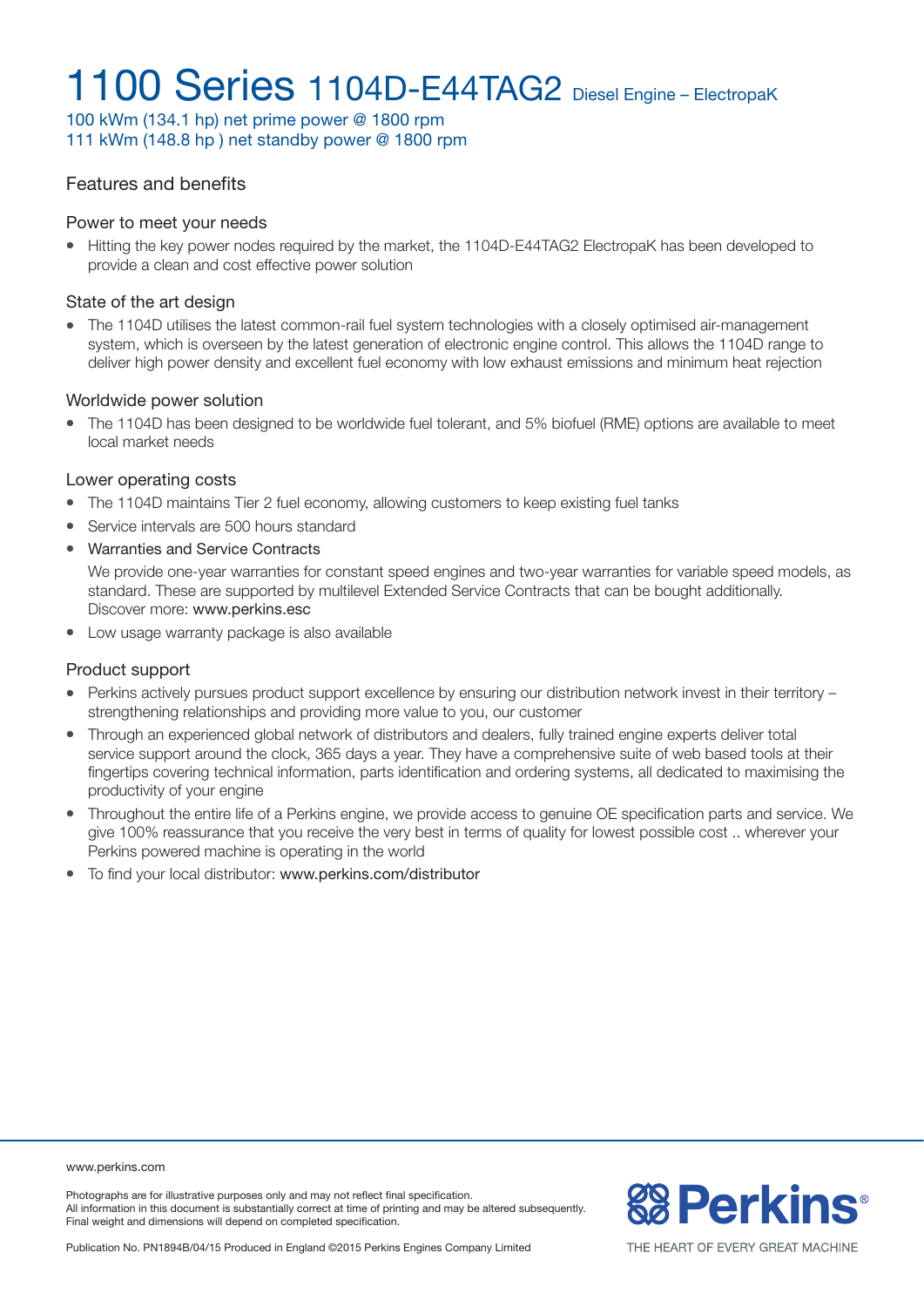# 1100 Series 1104D-E44TAG2 Diesel Engine – ElectropaK

100 kWm (134.1 hp) net prime power @ 1800 rpm
111 kWm (148.8 hp ) net standby power @ 1800 rpm

## Features and benefits

### Power to meet your needs

- Hitting the key power nodes required by the market, the 1104D-E44TAG2 ElectropaK has been developed to provide a clean and cost effective power solution

### State of the art design

- The 1104D utilises the latest common-rail fuel system technologies with a closely optimised air-management system, which is overseen by the latest generation of electronic engine control. This allows the 1104D range to deliver high power density and excellent fuel economy with low exhaust emissions and minimum heat rejection

### Worldwide power solution

- The 1104D has been designed to be worldwide fuel tolerant, and 5% biofuel (RME) options are available to meet local market needs

### Lower operating costs

- The 1104D maintains Tier 2 fuel economy, allowing customers to keep existing fuel tanks
- Service intervals are 500 hours standard
- Warranties and Service Contracts

  We provide one-year warranties for constant speed engines and two-year warranties for variable speed models, as standard. These are supported by multilevel Extended Service Contracts that can be bought additionally. Discover more: www.perkins.esc
- Low usage warranty package is also available

### Product support

- Perkins actively pursues product support excellence by ensuring our distribution network invest in their territory – strengthening relationships and providing more value to you, our customer
- Through an experienced global network of distributors and dealers, fully trained engine experts deliver total service support around the clock, 365 days a year. They have a comprehensive suite of web based tools at their fingertips covering technical information, parts identification and ordering systems, all dedicated to maximising the productivity of your engine
- Throughout the entire life of a Perkins engine, we provide access to genuine OE specification parts and service. We give 100% reassurance that you receive the very best in terms of quality for lowest possible cost .. wherever your Perkins powered machine is operating in the world
- To find your local distributor: www.perkins.com/distributor

www.perkins.com

Photographs are for illustrative purposes only and may not reflect final specification.
All information in this document is substantially correct at time of printing and may be altered subsequently.
Final weight and dimensions will depend on completed specification.

Publication No. PN1894B/04/15 Produced in England ©2015 Perkins Engines Company Limited

Perkins®

THE HEART OF EVERY GREAT MACHINE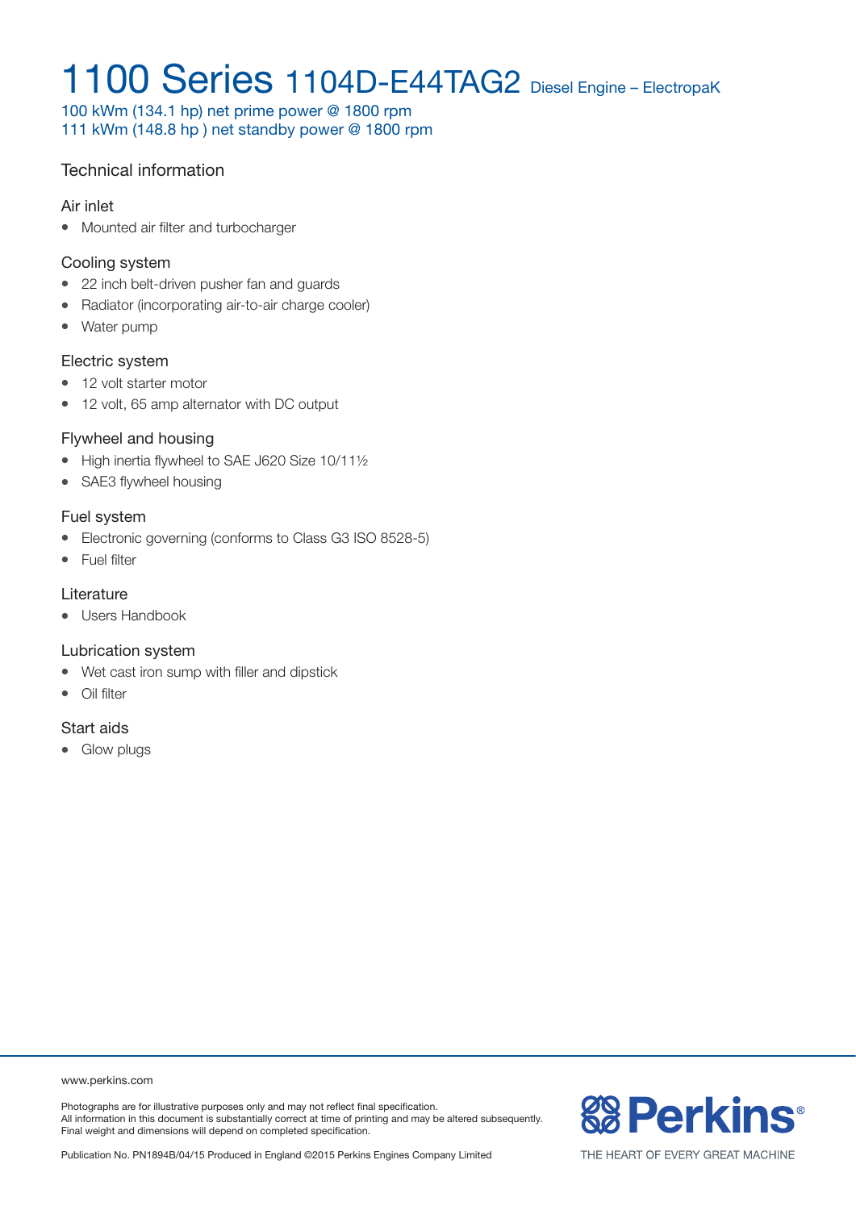# 1100 Series 1104D-E44TAG2 Diesel Engine – ElectropaK

100 kWm (134.1 hp) net prime power @ 1800 rpm
111 kWm (148.8 hp ) net standby power @ 1800 rpm

## Technical information

### Air inlet

- Mounted air filter and turbocharger

### Cooling system

- 22 inch belt-driven pusher fan and guards
- Radiator (incorporating air-to-air charge cooler)
- Water pump

### Electric system

- 12 volt starter motor
- 12 volt, 65 amp alternator with DC output

### Flywheel and housing

- High inertia flywheel to SAE J620 Size 10/11½
- SAE3 flywheel housing

### Fuel system

- Electronic governing (conforms to Class G3 ISO 8528-5)
- Fuel filter

### Literature

- Users Handbook

### Lubrication system

- Wet cast iron sump with filler and dipstick
- Oil filter

### Start aids

- Glow plugs

www.perkins.com

Photographs are for illustrative purposes only and may not reflect final specification.
All information in this document is substantially correct at time of printing and may be altered subsequently.
Final weight and dimensions will depend on completed specification.

Publication No. PN1894B/04/15 Produced in England ©2015 Perkins Engines Company Limited

Perkins®

THE HEART OF EVERY GREAT MACHINE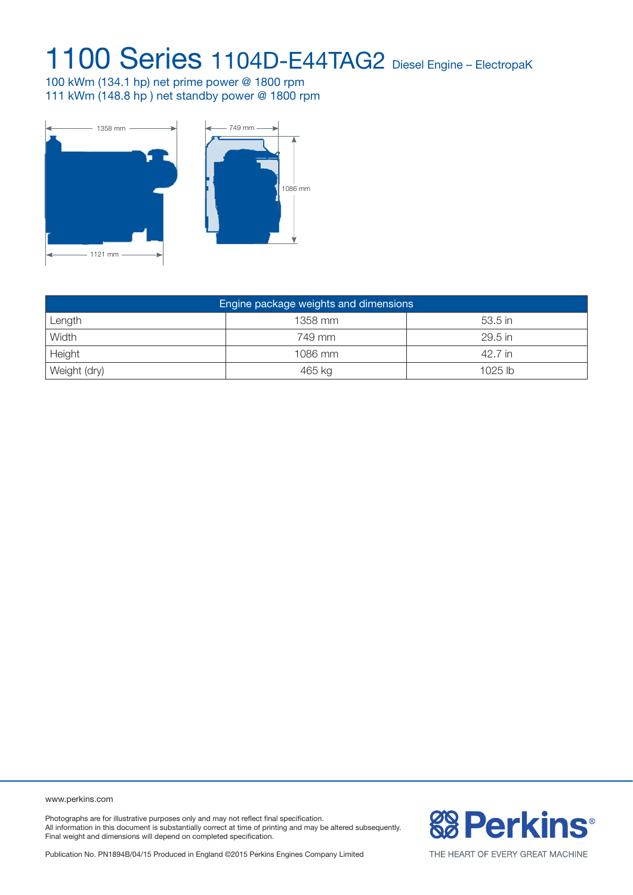# 1100 Series 1104D-E44TAG2 Diesel Engine – ElectropaK

100 kWm (134.1 hp) net prime power @ 1800 rpm
111 kWm (148.8 hp ) net standby power @ 1800 rpm

1358 mm

1121 mm

749 mm

1086 mm

| Engine package weights and dimensions | | |
|---|---|---|
| Length | 1358 mm | 53.5 in |
| Width | 749 mm | 29.5 in |
| Height | 1086 mm | 42.7 in |
| Weight (dry) | 465 kg | 1025 lb |

www.perkins.com

Photographs are for illustrative purposes only and may not reflect final specification.
All information in this document is substantially correct at time of printing and may be altered subsequently.
Final weight and dimensions will depend on completed specification.

Publication No. PN1894B/04/15 Produced in England ©2015 Perkins Engines Company Limited

Perkins®

THE HEART OF EVERY GREAT MACHINE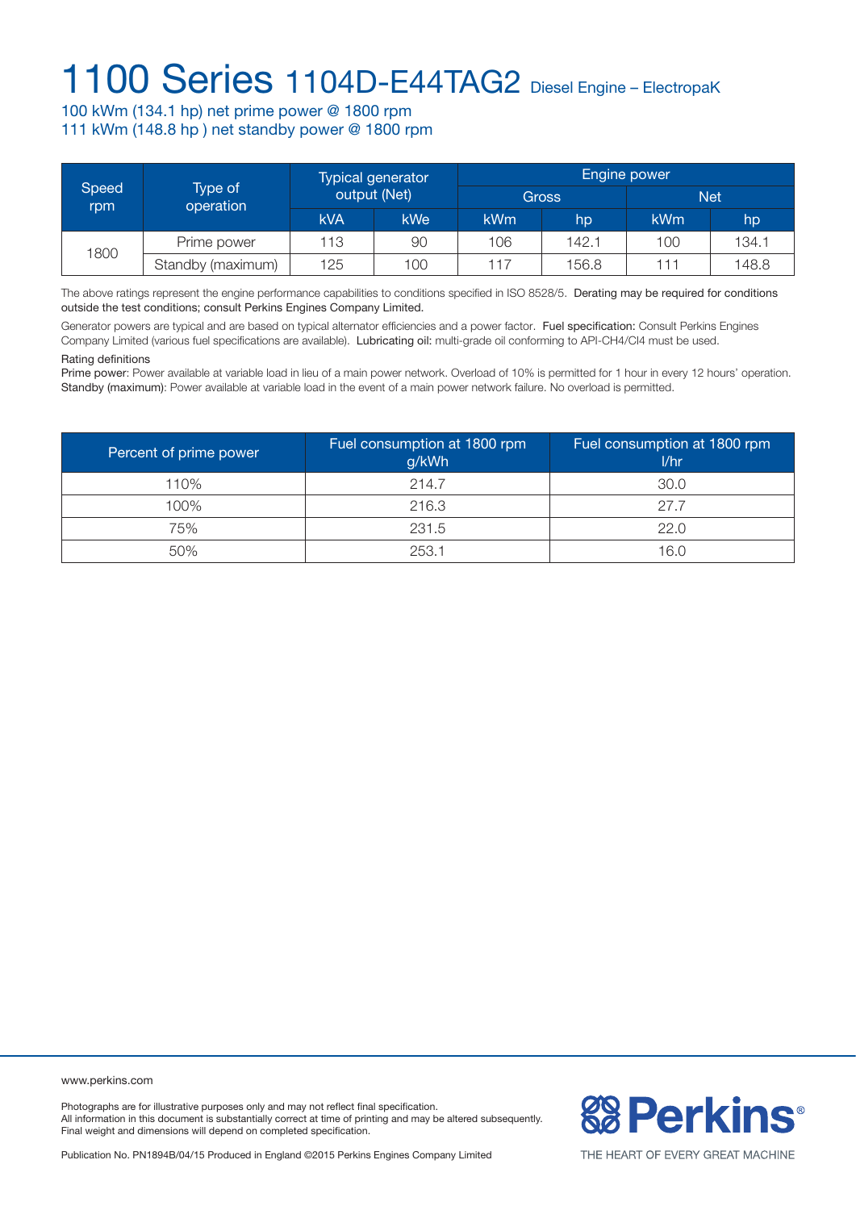# 1100 Series 1104D-E44TAG2 Diesel Engine – ElectropaK

100 kWm (134.1 hp) net prime power @ 1800 rpm
111 kWm (148.8 hp ) net standby power @ 1800 rpm

| Speed rpm | Type of operation | Typical generator output (Net) | | Engine power | | | |
|---|---|---|---|---|---|---|---|
| | | | | Gross | | Net | |
| | | kVA | kWe | kWm | hp | kWm | hp |
| 1800 | Prime power | 113 | 90 | 106 | 142.1 | 100 | 134.1 |
| | Standby (maximum) | 125 | 100 | 117 | 156.8 | 111 | 148.8 |

The above ratings represent the engine performance capabilities to conditions specified in ISO 8528/5. Derating may be required for conditions outside the test conditions; consult Perkins Engines Company Limited.

Generator powers are typical and are based on typical alternator efficiencies and a power factor. Fuel specification: Consult Perkins Engines Company Limited (various fuel specifications are available). Lubricating oil: multi-grade oil conforming to API-CH4/CI4 must be used.

Rating definitions

Prime power: Power available at variable load in lieu of a main power network. Overload of 10% is permitted for 1 hour in every 12 hours' operation.
Standby (maximum): Power available at variable load in the event of a main power network failure. No overload is permitted.

| Percent of prime power | Fuel consumption at 1800 rpm g/kWh | Fuel consumption at 1800 rpm l/hr |
|---|---|---|
| 110% | 214.7 | 30.0 |
| 100% | 216.3 | 27.7 |
| 75% | 231.5 | 22.0 |
| 50% | 253.1 | 16.0 |

www.perkins.com

Photographs are for illustrative purposes only and may not reflect final specification.
All information in this document is substantially correct at time of printing and may be altered subsequently.
Final weight and dimensions will depend on completed specification.

Publication No. PN1894B/04/15 Produced in England ©2015 Perkins Engines Company Limited

Perkins®
THE HEART OF EVERY GREAT MACHINE